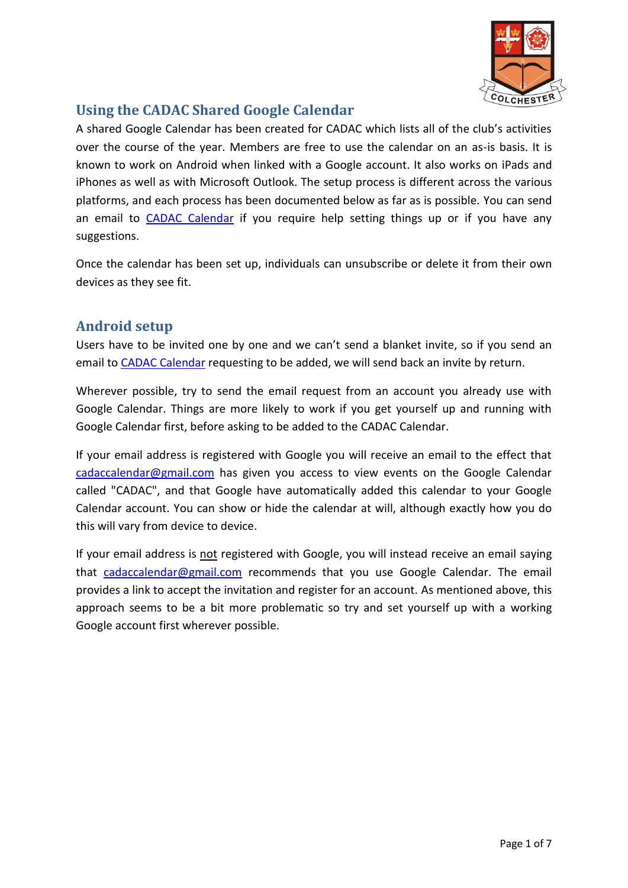## Using the CADAC Shared Google Calendar

A shared Google Calendar has been created for CADAC which lists all of the club's activities over the course of the year. Members are free to use the calendar on an as-is basis. It is known to work on Android when linked with a Google account. It also works on iPads and iPhones as well as with Microsoft Outlook. The setup process is different across the various platforms, and each process has been documented below as far as is possible. You can send an email to [CADAC Calendar]() if you require help setting things up or if you have any suggestions.

Once the calendar has been set up, individuals can unsubscribe or delete it from their own devices as they see fit.

## Android setup

Users have to be invited one by one and we can't send a blanket invite, so if you send an email to [CADAC Calendar]() requesting to be added, we will send back an invite by return.

Wherever possible, try to send the email request from an account you already use with Google Calendar. Things are more likely to work if you get yourself up and running with Google Calendar first, before asking to be added to the CADAC Calendar.

If your email address is registered with Google you will receive an email to the effect that cadaccalendar@gmail.com has given you access to view events on the Google Calendar called "CADAC", and that Google have automatically added this calendar to your Google Calendar account. You can show or hide the calendar at will, although exactly how you do this will vary from device to device.

If your email address is not registered with Google, you will instead receive an email saying that cadaccalendar@gmail.com recommends that you use Google Calendar. The email provides a link to accept the invitation and register for an account. As mentioned above, this approach seems to be a bit more problematic so try and set yourself up with a working Google account first wherever possible.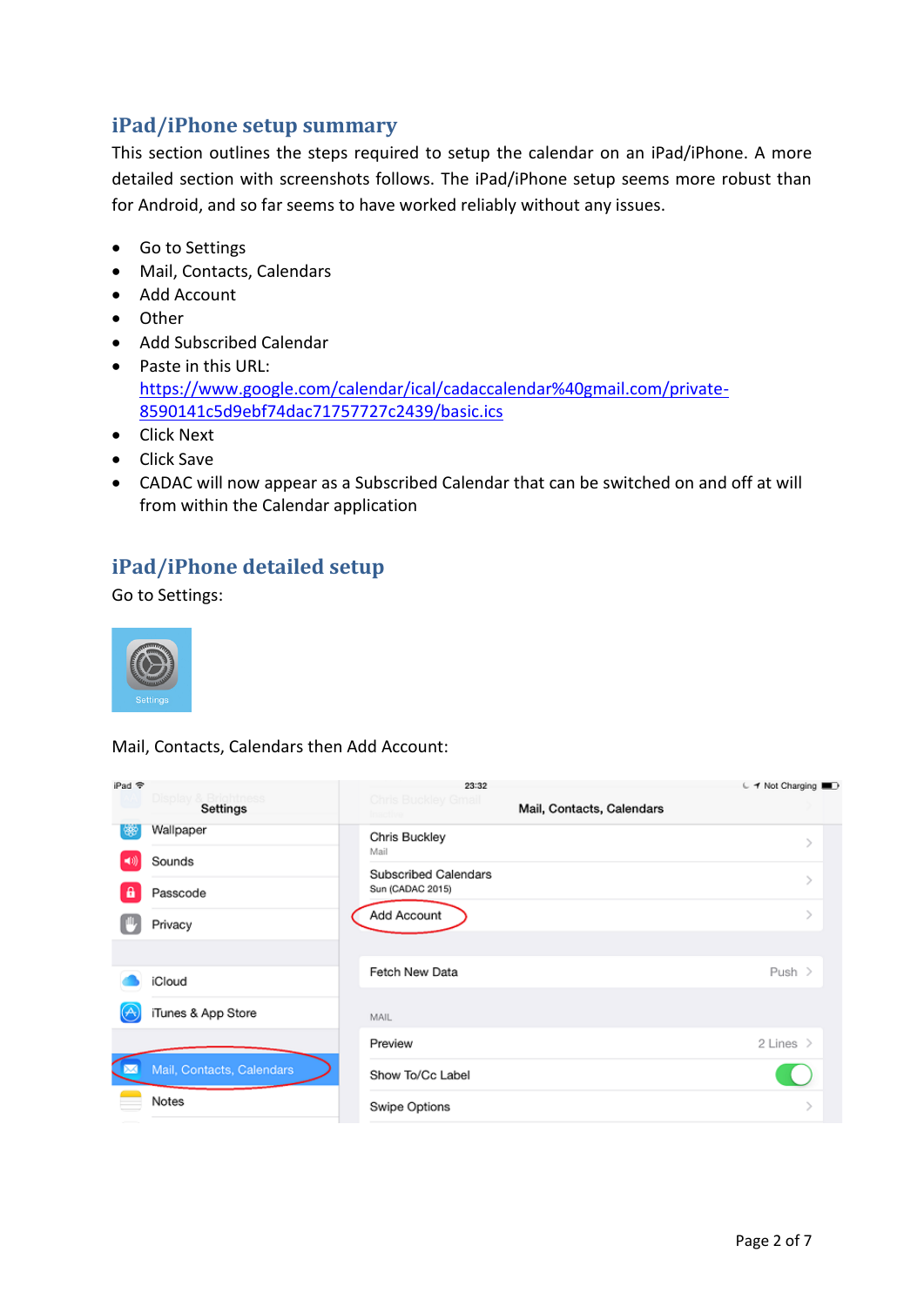## iPad/iPhone setup summary

This section outlines the steps required to setup the calendar on an iPad/iPhone. A more detailed section with screenshots follows. The iPad/iPhone setup seems more robust than for Android, and so far seems to have worked reliably without any issues.

- Go to Settings
- Mail, Contacts, Calendars
- Add Account
- Other
- Add Subscribed Calendar
- Paste in this URL: https://www.google.com/calendar/ical/cadaccalendar%40gmail.com/private-8590141c5d9ebf74dac71757727c2439/basic.ics
- Click Next
- Click Save
- CADAC will now appear as a Subscribed Calendar that can be switched on and off at will from within the Calendar application

## iPad/iPhone detailed setup

Go to Settings:

Mail, Contacts, Calendars then Add Account: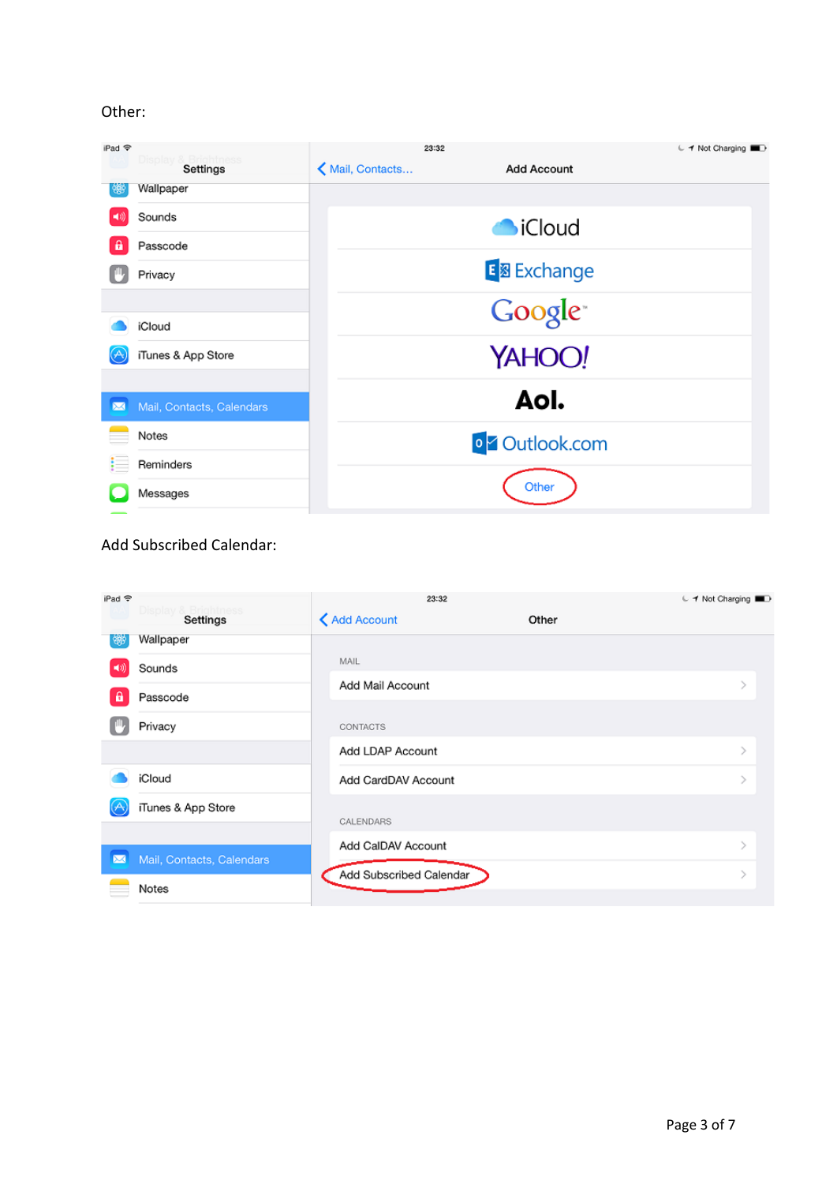Other:

Add Subscribed Calendar: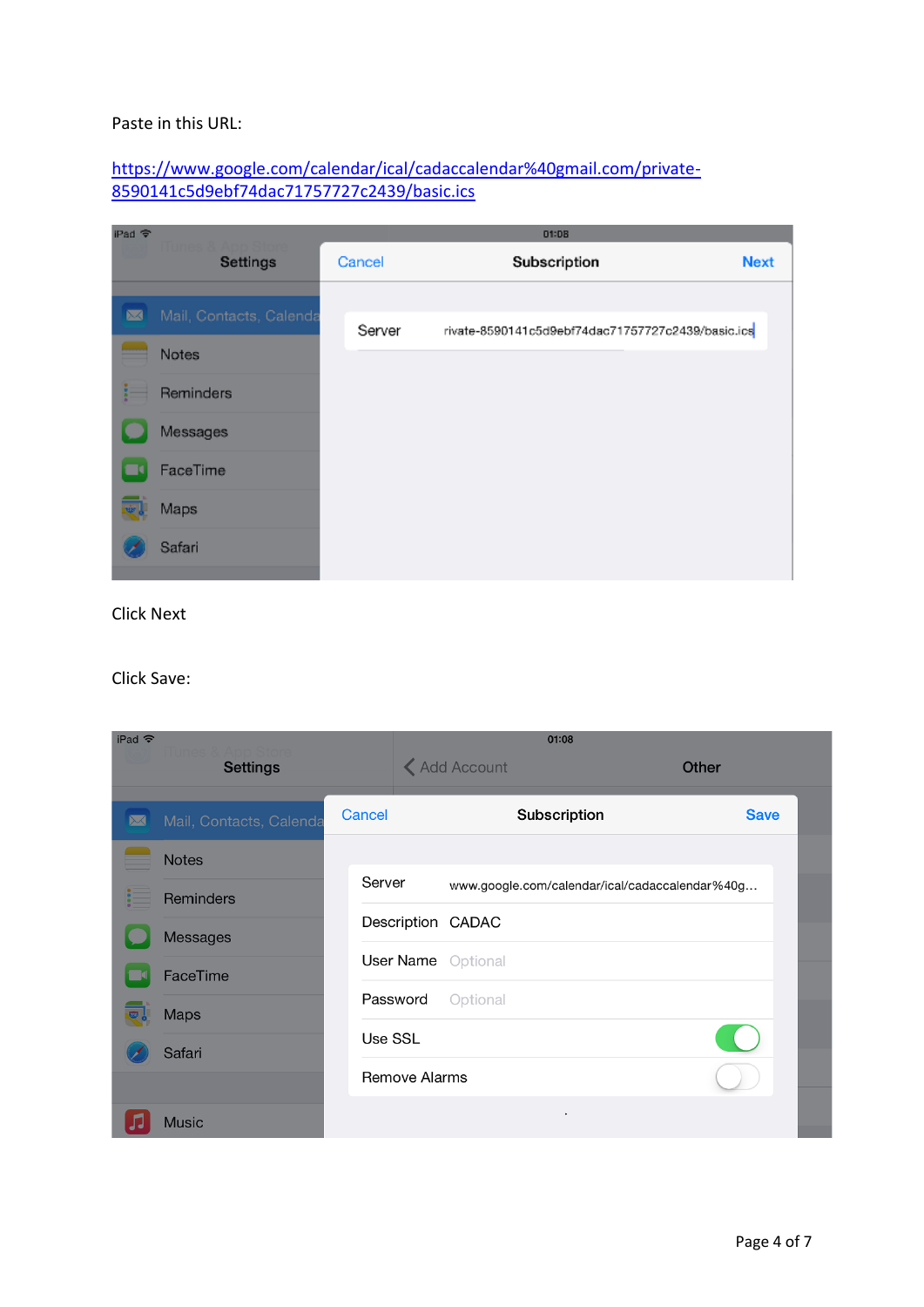Paste in this URL:

[https://www.google.com/calendar/ical/cadaccalendar%40gmail.com/private-8590141c5d9ebf74dac71757727c2439/basic.ics](https://www.google.com/calendar/ical/cadaccalendar%40gmail.com/private-8590141c5d9ebf74dac71757727c2439/basic.ics)

Click Next

Click Save: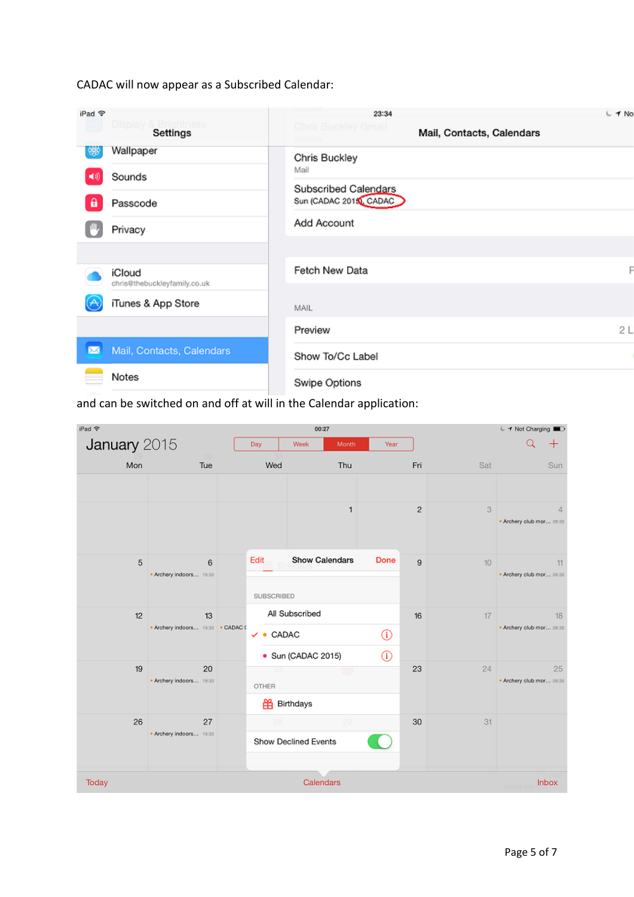CADAC will now appear as a Subscribed Calendar:

and can be switched on and off at will in the Calendar application: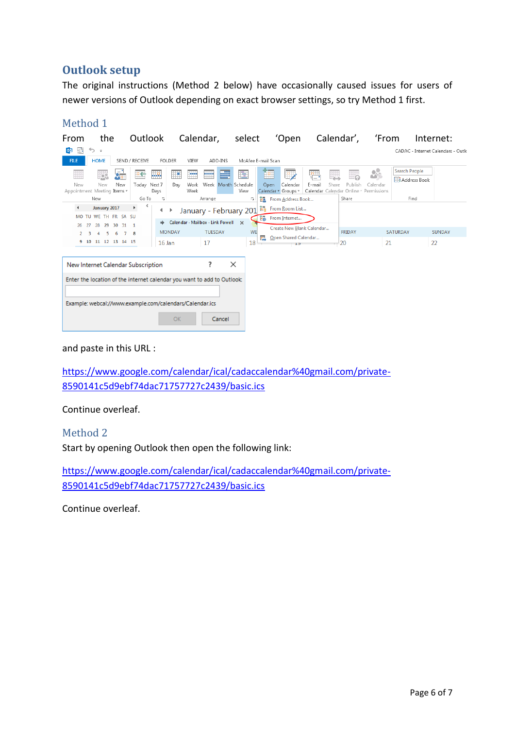# Outlook setup

The original instructions (Method 2 below) have occasionally caused issues for users of newer versions of Outlook depending on exact browser settings, so try Method 1 first.

## Method 1

From the Outlook Calendar, select 'Open Calendar', 'From Internet:

and paste in this URL :

https://www.google.com/calendar/ical/cadaccalendar%40gmail.com/private-8590141c5d9ebf74dac71757727c2439/basic.ics

Continue overleaf.

## Method 2

Start by opening Outlook then open the following link:

https://www.google.com/calendar/ical/cadaccalendar%40gmail.com/private-8590141c5d9ebf74dac71757727c2439/basic.ics

Continue overleaf.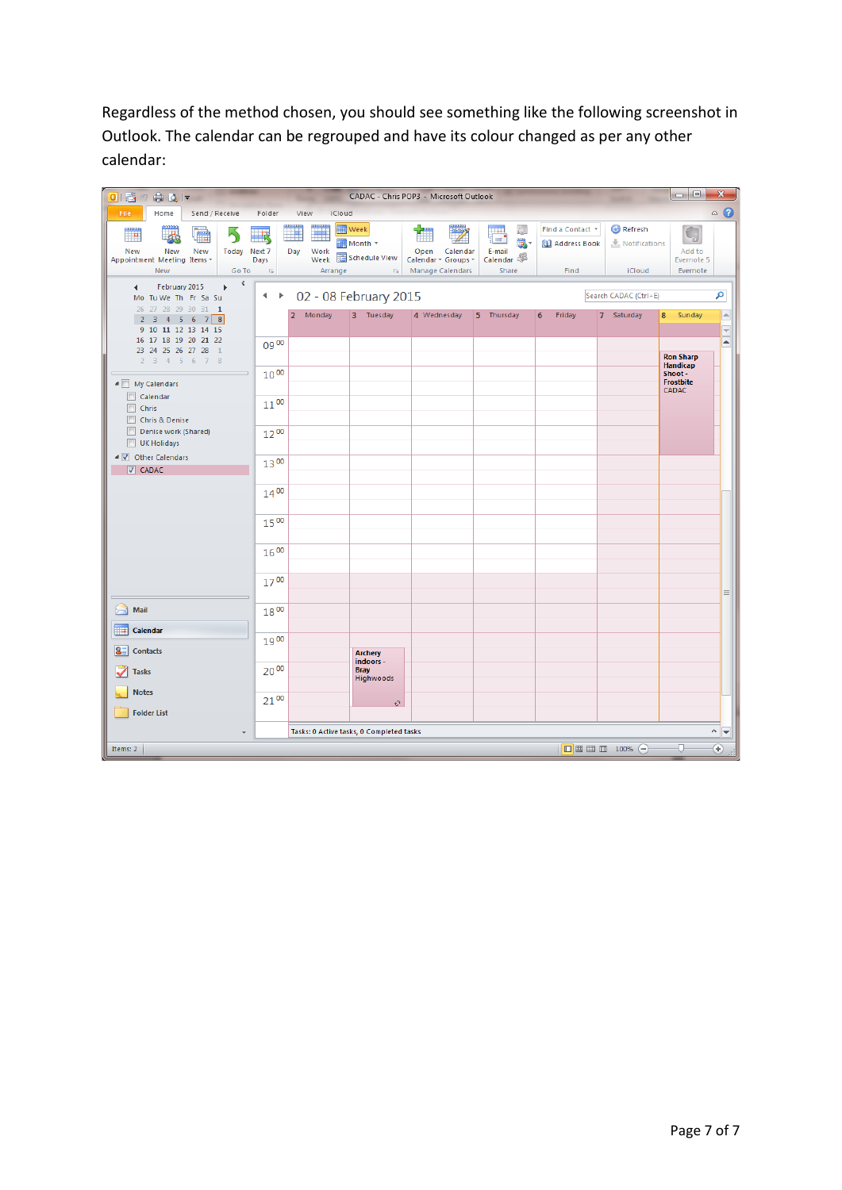Regardless of the method chosen, you should see something like the following screenshot in Outlook. The calendar can be regrouped and have its colour changed as per any other calendar: